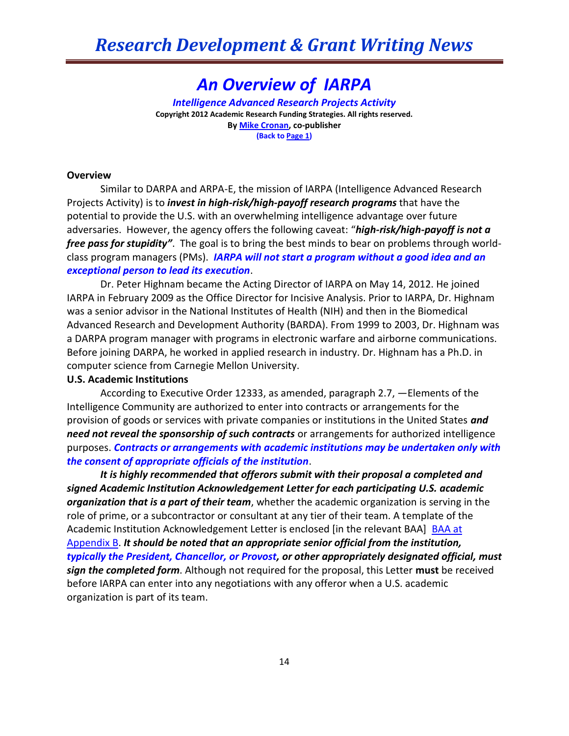# An Overview of IARPA

***Intelligence Advanced Research Projects Activity***

**Copyright 2012 Academic Research Funding Strategies. All rights reserved.**

**By Mike Cronan, co-publisher**

**(Back to Page 1)**

**Overview**

Similar to DARPA and ARPA-E, the mission of IARPA (Intelligence Advanced Research Projects Activity) is to ***invest in high-risk/high-payoff research programs*** that have the potential to provide the U.S. with an overwhelming intelligence advantage over future adversaries. However, the agency offers the following caveat: "***high-risk/high-payoff is not a free pass for stupidity"***. The goal is to bring the best minds to bear on problems through world-class program managers (PMs). ***IARPA will not start a program without a good idea and an exceptional person to lead its execution***.

Dr. Peter Highnam became the Acting Director of IARPA on May 14, 2012. He joined IARPA in February 2009 as the Office Director for Incisive Analysis. Prior to IARPA, Dr. Highnam was a senior advisor in the National Institutes of Health (NIH) and then in the Biomedical Advanced Research and Development Authority (BARDA). From 1999 to 2003, Dr. Highnam was a DARPA program manager with programs in electronic warfare and airborne communications. Before joining DARPA, he worked in applied research in industry. Dr. Highnam has a Ph.D. in computer science from Carnegie Mellon University.

**U.S. Academic Institutions**

According to Executive Order 12333, as amended, paragraph 2.7, —Elements of the Intelligence Community are authorized to enter into contracts or arrangements for the provision of goods or services with private companies or institutions in the United States ***and need not reveal the sponsorship of such contracts*** or arrangements for authorized intelligence purposes. ***Contracts or arrangements with academic institutions may be undertaken only with the consent of appropriate officials of the institution***.

***It is highly recommended that offerors submit with their proposal a completed and signed Academic Institution Acknowledgement Letter for each participating U.S. academic organization that is a part of their team***, whether the academic organization is serving in the role of prime, or a subcontractor or consultant at any tier of their team. A template of the Academic Institution Acknowledgement Letter is enclosed [in the relevant BAA] BAA at Appendix B. ***It should be noted that an appropriate senior official from the institution, typically the President, Chancellor, or Provost, or other appropriately designated official, must sign the completed form***. Although not required for the proposal, this Letter **must** be received before IARPA can enter into any negotiations with any offeror when a U.S. academic organization is part of its team.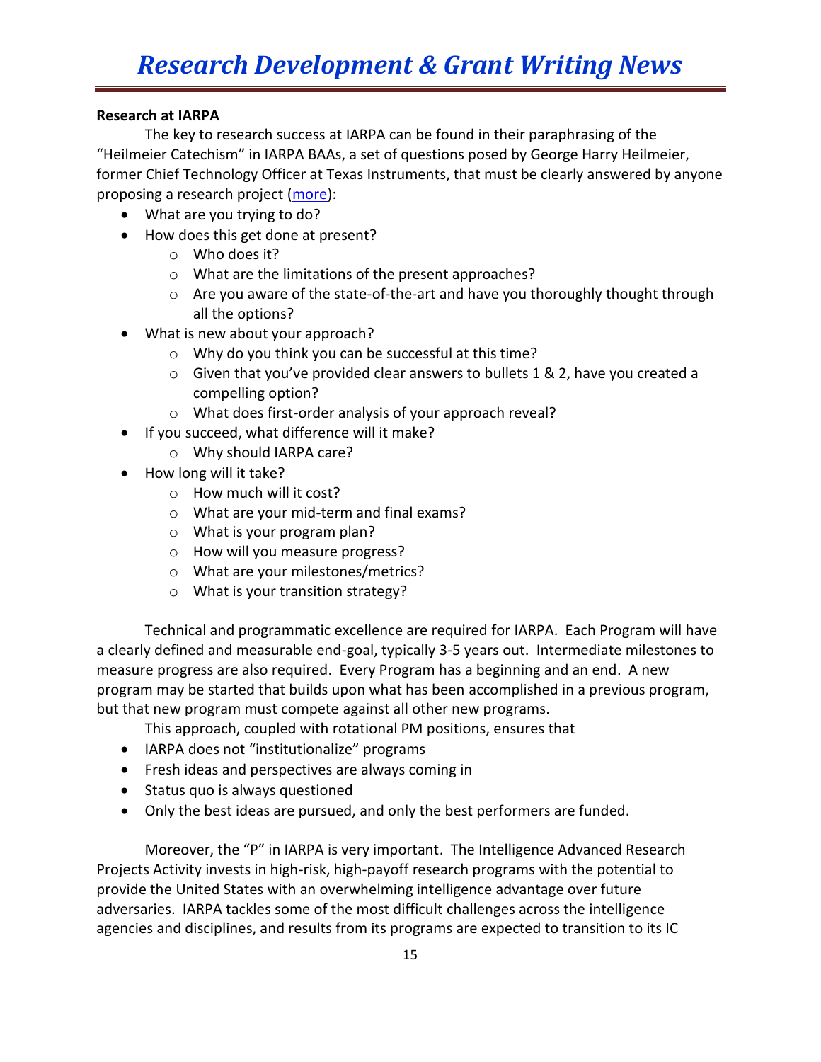**Research at IARPA**

The key to research success at IARPA can be found in their paraphrasing of the "Heilmeier Catechism" in IARPA BAAs, a set of questions posed by George Harry Heilmeier, former Chief Technology Officer at Texas Instruments, that must be clearly answered by anyone proposing a research project (more):

- What are you trying to do?
- How does this get done at present?
  - Who does it?
  - What are the limitations of the present approaches?
  - Are you aware of the state-of-the-art and have you thoroughly thought through all the options?
- What is new about your approach?
  - Why do you think you can be successful at this time?
  - Given that you've provided clear answers to bullets 1 & 2, have you created a compelling option?
  - What does first-order analysis of your approach reveal?
- If you succeed, what difference will it make?
  - Why should IARPA care?
- How long will it take?
  - How much will it cost?
  - What are your mid-term and final exams?
  - What is your program plan?
  - How will you measure progress?
  - What are your milestones/metrics?
  - What is your transition strategy?

Technical and programmatic excellence are required for IARPA. Each Program will have a clearly defined and measurable end-goal, typically 3-5 years out. Intermediate milestones to measure progress are also required. Every Program has a beginning and an end. A new program may be started that builds upon what has been accomplished in a previous program, but that new program must compete against all other new programs.

This approach, coupled with rotational PM positions, ensures that

- IARPA does not "institutionalize" programs
- Fresh ideas and perspectives are always coming in
- Status quo is always questioned
- Only the best ideas are pursued, and only the best performers are funded.

Moreover, the "P" in IARPA is very important. The Intelligence Advanced Research Projects Activity invests in high-risk, high-payoff research programs with the potential to provide the United States with an overwhelming intelligence advantage over future adversaries. IARPA tackles some of the most difficult challenges across the intelligence agencies and disciplines, and results from its programs are expected to transition to its IC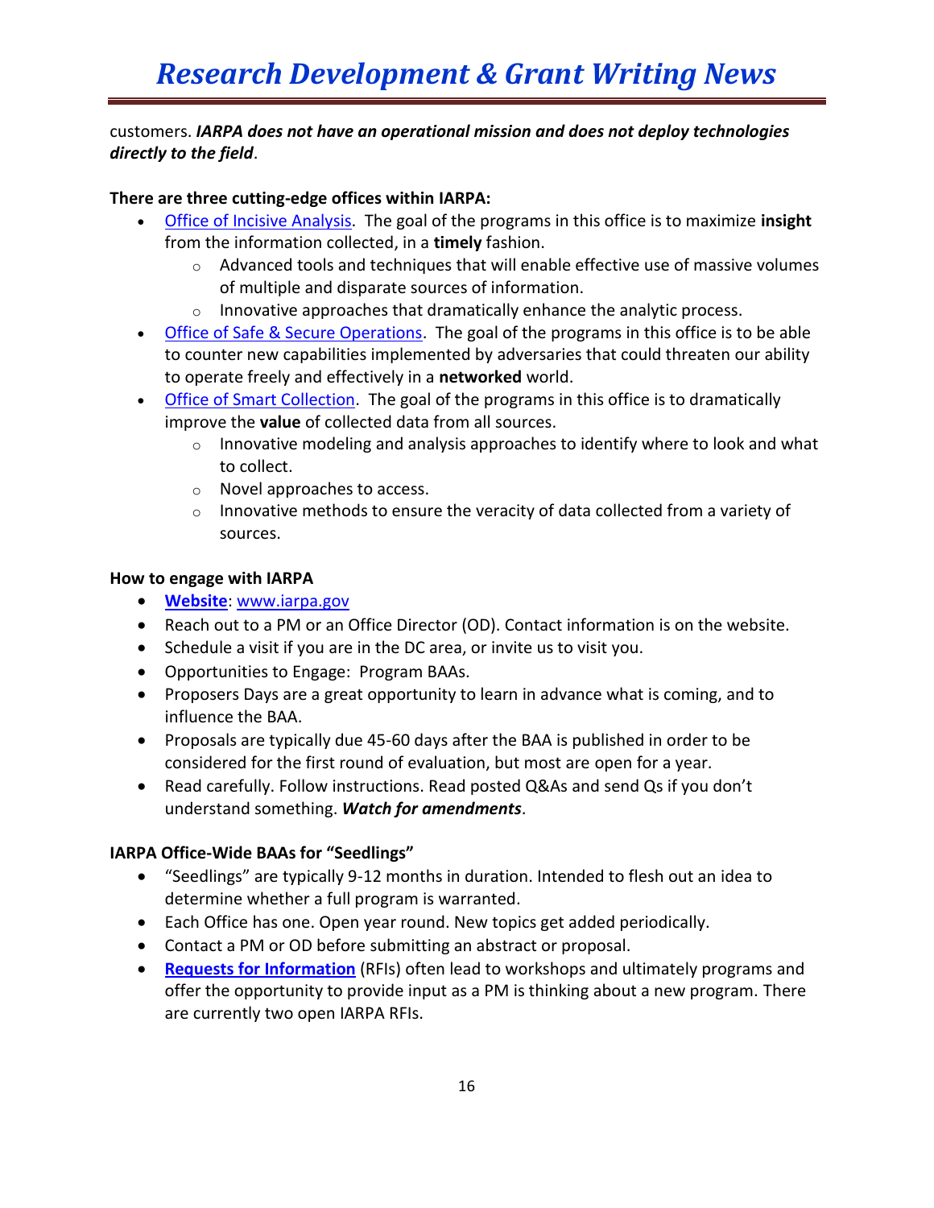customers. ***IARPA does not have an operational mission and does not deploy technologies directly to the field***.

**There are three cutting-edge offices within IARPA:**

- Office of Incisive Analysis. The goal of the programs in this office is to maximize **insight** from the information collected, in a **timely** fashion.
    - Advanced tools and techniques that will enable effective use of massive volumes of multiple and disparate sources of information.
    - Innovative approaches that dramatically enhance the analytic process.
- Office of Safe & Secure Operations. The goal of the programs in this office is to be able to counter new capabilities implemented by adversaries that could threaten our ability to operate freely and effectively in a **networked** world.
- Office of Smart Collection. The goal of the programs in this office is to dramatically improve the **value** of collected data from all sources.
    - Innovative modeling and analysis approaches to identify where to look and what to collect.
    - Novel approaches to access.
    - Innovative methods to ensure the veracity of data collected from a variety of sources.

**How to engage with IARPA**

- **Website**: www.iarpa.gov
- Reach out to a PM or an Office Director (OD). Contact information is on the website.
- Schedule a visit if you are in the DC area, or invite us to visit you.
- Opportunities to Engage: Program BAAs.
- Proposers Days are a great opportunity to learn in advance what is coming, and to influence the BAA.
- Proposals are typically due 45-60 days after the BAA is published in order to be considered for the first round of evaluation, but most are open for a year.
- Read carefully. Follow instructions. Read posted Q&As and send Qs if you don't understand something. ***Watch for amendments***.

**IARPA Office-Wide BAAs for "Seedlings"**

- "Seedlings" are typically 9-12 months in duration. Intended to flesh out an idea to determine whether a full program is warranted.
- Each Office has one. Open year round. New topics get added periodically.
- Contact a PM or OD before submitting an abstract or proposal.
- **Requests for Information** (RFIs) often lead to workshops and ultimately programs and offer the opportunity to provide input as a PM is thinking about a new program. There are currently two open IARPA RFIs.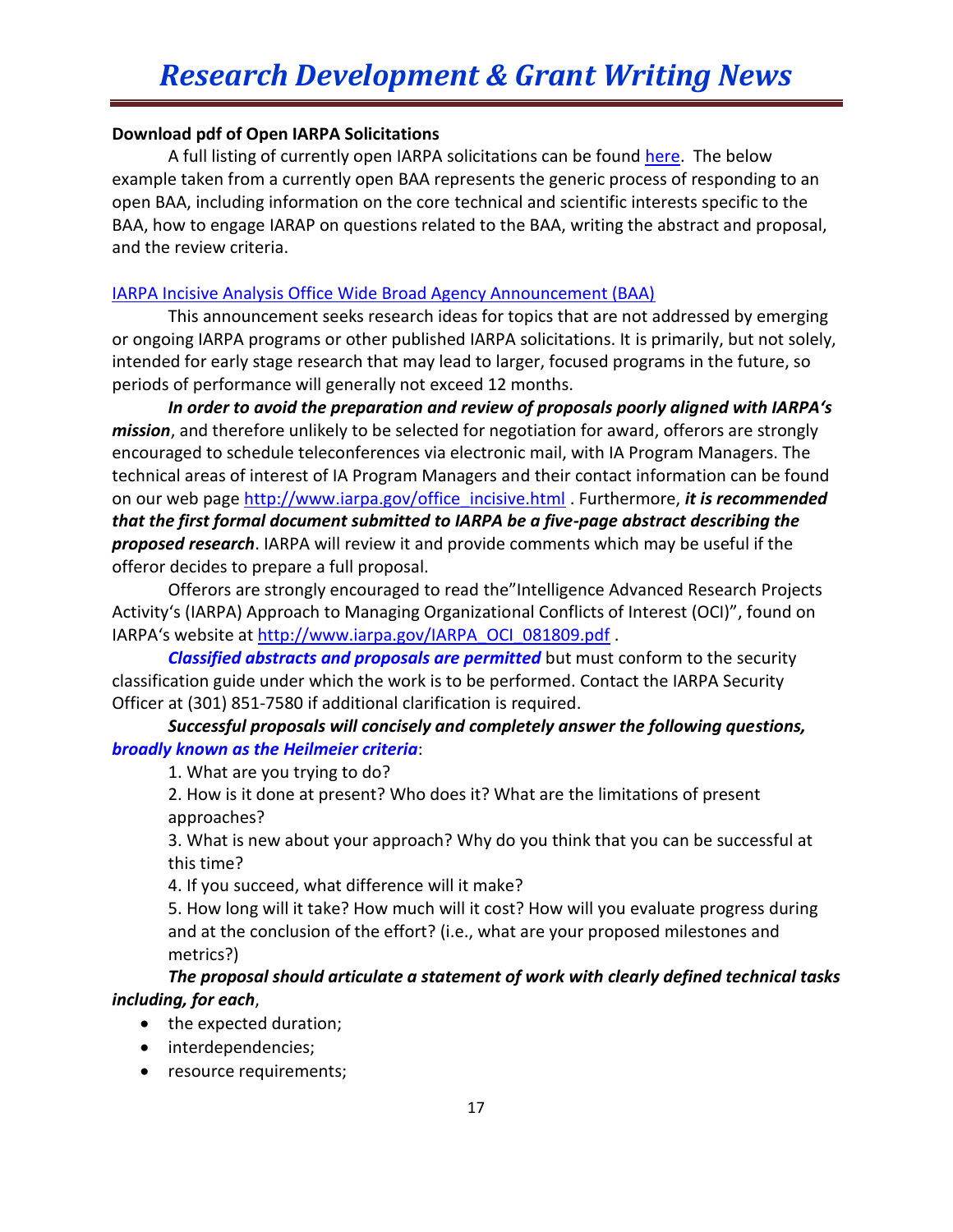**Download pdf of Open IARPA Solicitations**

A full listing of currently open IARPA solicitations can be found here. The below example taken from a currently open BAA represents the generic process of responding to an open BAA, including information on the core technical and scientific interests specific to the BAA, how to engage IARAP on questions related to the BAA, writing the abstract and proposal, and the review criteria.

IARPA Incisive Analysis Office Wide Broad Agency Announcement (BAA)

This announcement seeks research ideas for topics that are not addressed by emerging or ongoing IARPA programs or other published IARPA solicitations. It is primarily, but not solely, intended for early stage research that may lead to larger, focused programs in the future, so periods of performance will generally not exceed 12 months.

***In order to avoid the preparation and review of proposals poorly aligned with IARPA's mission***, and therefore unlikely to be selected for negotiation for award, offerors are strongly encouraged to schedule teleconferences via electronic mail, with IA Program Managers. The technical areas of interest of IA Program Managers and their contact information can be found on our web page http://www.iarpa.gov/office_incisive.html . Furthermore, ***it is recommended that the first formal document submitted to IARPA be a five-page abstract describing the proposed research***. IARPA will review it and provide comments which may be useful if the offeror decides to prepare a full proposal.

Offerors are strongly encouraged to read the"Intelligence Advanced Research Projects Activity's (IARPA) Approach to Managing Organizational Conflicts of Interest (OCI)", found on IARPA's website at http://www.iarpa.gov/IARPA_OCI_081809.pdf .

***Classified abstracts and proposals are permitted*** but must conform to the security classification guide under which the work is to be performed. Contact the IARPA Security Officer at (301) 851-7580 if additional clarification is required.

***Successful proposals will concisely and completely answer the following questions, broadly known as the Heilmeier criteria***:

1. What are you trying to do?
2. How is it done at present? Who does it? What are the limitations of present approaches?
3. What is new about your approach? Why do you think that you can be successful at this time?
4. If you succeed, what difference will it make?
5. How long will it take? How much will it cost? How will you evaluate progress during and at the conclusion of the effort? (i.e., what are your proposed milestones and metrics?)

***The proposal should articulate a statement of work with clearly defined technical tasks including, for each***,

- the expected duration;
- interdependencies;
- resource requirements;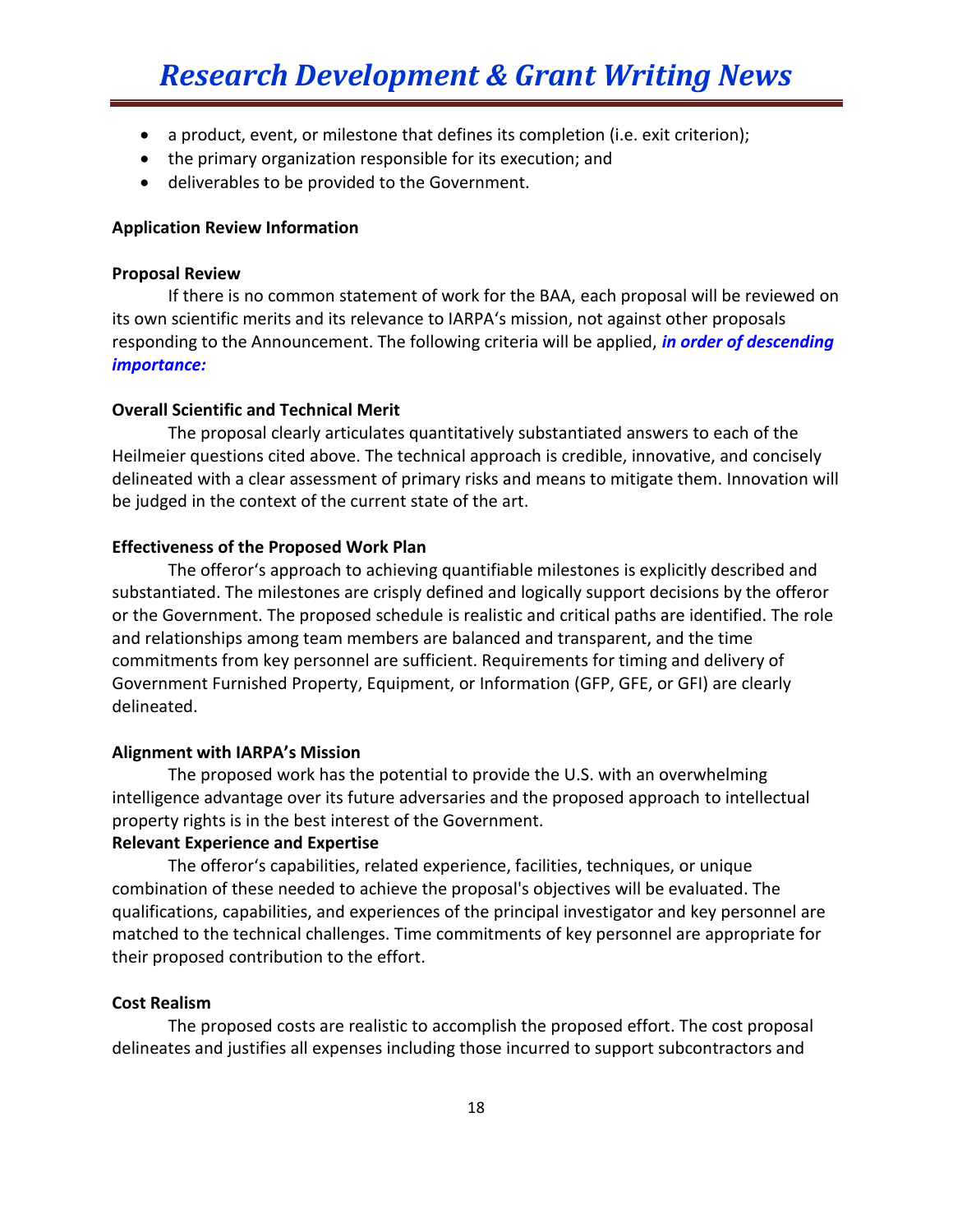- a product, event, or milestone that defines its completion (i.e. exit criterion);
- the primary organization responsible for its execution; and
- deliverables to be provided to the Government.

**Application Review Information**

**Proposal Review**

If there is no common statement of work for the BAA, each proposal will be reviewed on its own scientific merits and its relevance to IARPA's mission, not against other proposals responding to the Announcement. The following criteria will be applied, ***in order of descending importance:***

**Overall Scientific and Technical Merit**

The proposal clearly articulates quantitatively substantiated answers to each of the Heilmeier questions cited above. The technical approach is credible, innovative, and concisely delineated with a clear assessment of primary risks and means to mitigate them. Innovation will be judged in the context of the current state of the art.

**Effectiveness of the Proposed Work Plan**

The offeror's approach to achieving quantifiable milestones is explicitly described and substantiated. The milestones are crisply defined and logically support decisions by the offeror or the Government. The proposed schedule is realistic and critical paths are identified. The role and relationships among team members are balanced and transparent, and the time commitments from key personnel are sufficient. Requirements for timing and delivery of Government Furnished Property, Equipment, or Information (GFP, GFE, or GFI) are clearly delineated.

**Alignment with IARPA's Mission**

The proposed work has the potential to provide the U.S. with an overwhelming intelligence advantage over its future adversaries and the proposed approach to intellectual property rights is in the best interest of the Government.

**Relevant Experience and Expertise**

The offeror's capabilities, related experience, facilities, techniques, or unique combination of these needed to achieve the proposal's objectives will be evaluated. The qualifications, capabilities, and experiences of the principal investigator and key personnel are matched to the technical challenges. Time commitments of key personnel are appropriate for their proposed contribution to the effort.

**Cost Realism**

The proposed costs are realistic to accomplish the proposed effort. The cost proposal delineates and justifies all expenses including those incurred to support subcontractors and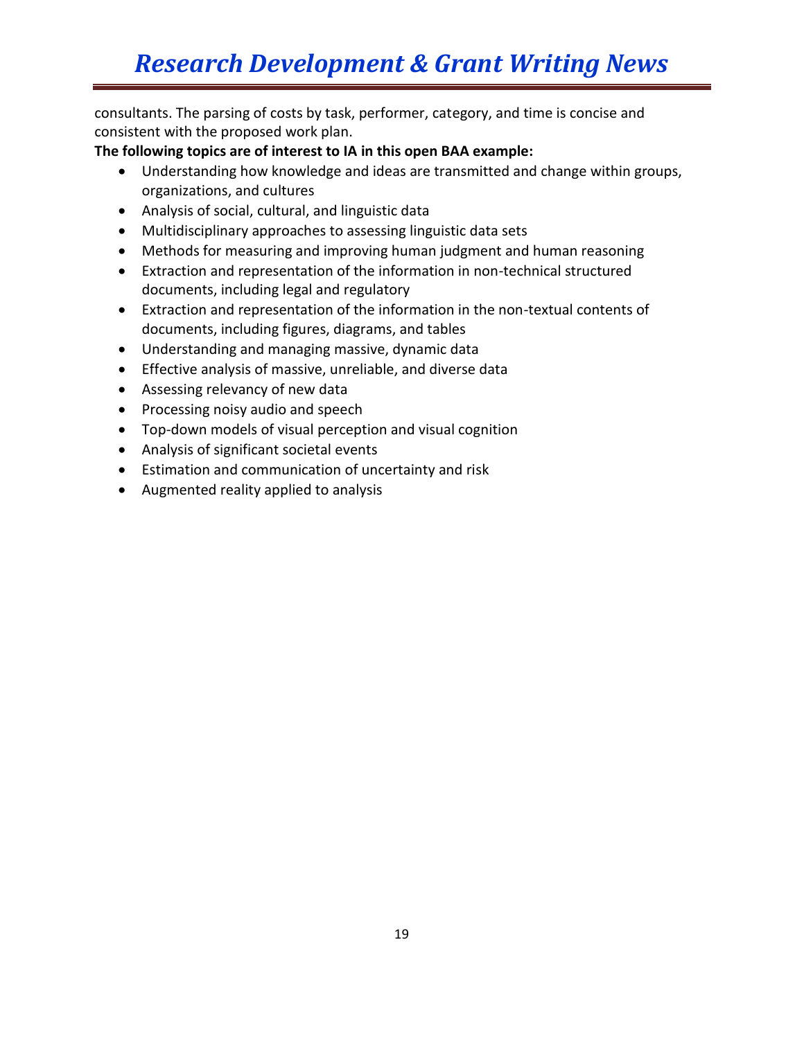consultants. The parsing of costs by task, performer, category, and time is concise and consistent with the proposed work plan.

**The following topics are of interest to IA in this open BAA example:**

- Understanding how knowledge and ideas are transmitted and change within groups, organizations, and cultures
- Analysis of social, cultural, and linguistic data
- Multidisciplinary approaches to assessing linguistic data sets
- Methods for measuring and improving human judgment and human reasoning
- Extraction and representation of the information in non-technical structured documents, including legal and regulatory
- Extraction and representation of the information in the non-textual contents of documents, including figures, diagrams, and tables
- Understanding and managing massive, dynamic data
- Effective analysis of massive, unreliable, and diverse data
- Assessing relevancy of new data
- Processing noisy audio and speech
- Top-down models of visual perception and visual cognition
- Analysis of significant societal events
- Estimation and communication of uncertainty and risk
- Augmented reality applied to analysis